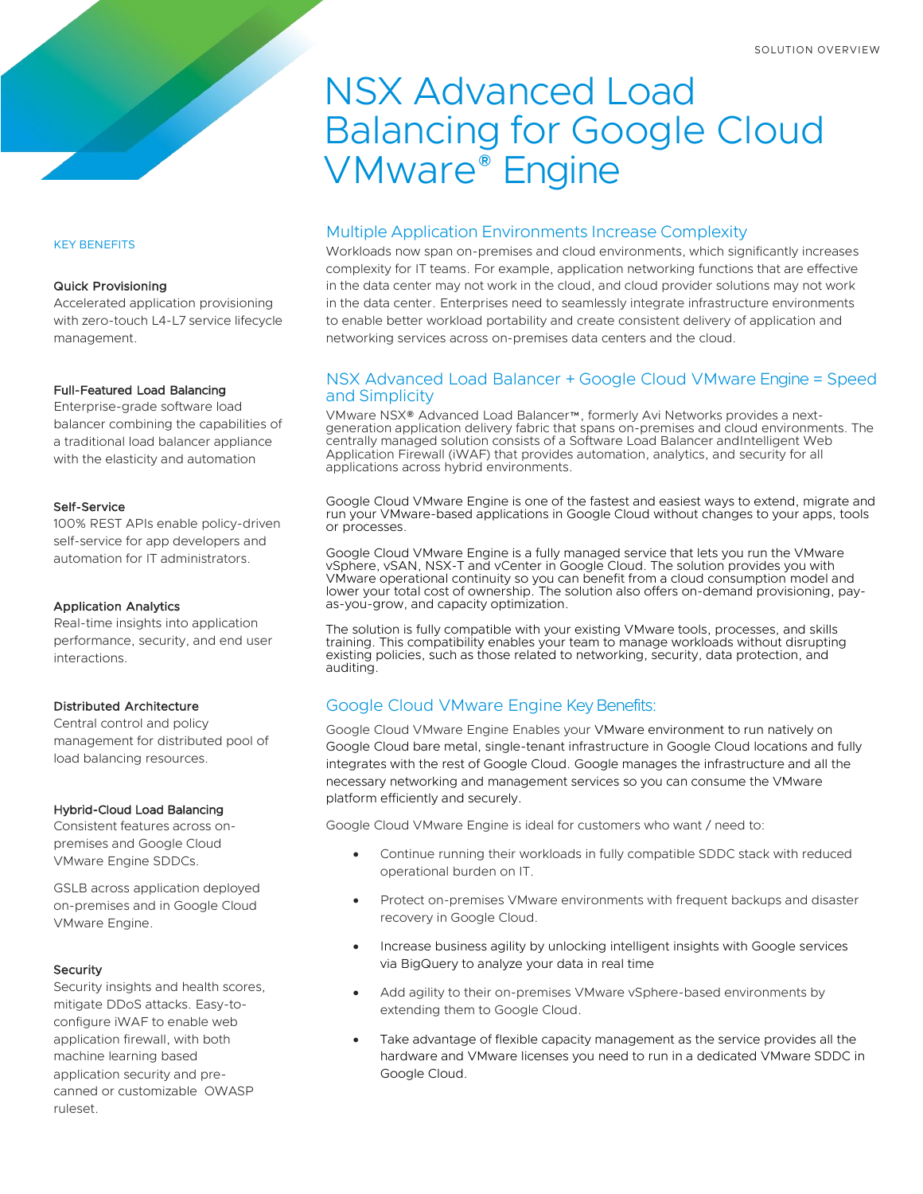SOLUTION OVERVIEW

# NSX Advanced Load Balancing for Google Cloud VMware® Engine

## Multiple Application Environments Increase Complexity

Workloads now span on-premises and cloud environments, which significantly increases complexity for IT teams. For example, application networking functions that are effective in the data center may not work in the cloud, and cloud provider solutions may not work in the data center. Enterprises need to seamlessly integrate infrastructure environments to enable better workload portability and create consistent delivery of application and networking services across on-premises data centers and the cloud.

## NSX Advanced Load Balancer + Google Cloud VMware Engine = Speed and Simplicity

VMware NSX® Advanced Load Balancer™, formerly Avi Networks provides a next-generation application delivery fabric that spans on-premises and cloud environments. The centrally managed solution consists of a Software Load Balancer andIntelligent Web Application Firewall (iWAF) that provides automation, analytics, and security for all applications across hybrid environments.

Google Cloud VMware Engine is one of the fastest and easiest ways to extend, migrate and run your VMware-based applications in Google Cloud without changes to your apps, tools or processes.

Google Cloud VMware Engine is a fully managed service that lets you run the VMware vSphere, vSAN, NSX-T and vCenter in Google Cloud. The solution provides you with VMware operational continuity so you can benefit from a cloud consumption model and lower your total cost of ownership. The solution also offers on-demand provisioning, pay-as-you-grow, and capacity optimization.

The solution is fully compatible with your existing VMware tools, processes, and skills training. This compatibility enables your team to manage workloads without disrupting existing policies, such as those related to networking, security, data protection, and auditing.

## Google Cloud VMware Engine Key Benefits:

Google Cloud VMware Engine Enables your VMware environment to run natively on Google Cloud bare metal, single-tenant infrastructure in Google Cloud locations and fully integrates with the rest of Google Cloud. Google manages the infrastructure and all the necessary networking and management services so you can consume the VMware platform efficiently and securely.

Google Cloud VMware Engine is ideal for customers who want / need to:

- Continue running their workloads in fully compatible SDDC stack with reduced operational burden on IT.
- Protect on-premises VMware environments with frequent backups and disaster recovery in Google Cloud.
- Increase business agility by unlocking intelligent insights with Google services via BigQuery to analyze your data in real time
- Add agility to their on-premises VMware vSphere-based environments by extending them to Google Cloud.
- Take advantage of flexible capacity management as the service provides all the hardware and VMware licenses you need to run in a dedicated VMware SDDC in Google Cloud.

## KEY BENEFITS

**Quick Provisioning**

Accelerated application provisioning with zero-touch L4-L7 service lifecycle management.

**Full-Featured Load Balancing**

Enterprise-grade software load balancer combining the capabilities of a traditional load balancer appliance with the elasticity and automation

**Self-Service**

100% REST APIs enable policy-driven self-service for app developers and automation for IT administrators.

**Application Analytics**

Real-time insights into application performance, security, and end user interactions.

**Distributed Architecture**

Central control and policy management for distributed pool of load balancing resources.

**Hybrid-Cloud Load Balancing**

Consistent features across on-premises and Google Cloud VMware Engine SDDCs.

GSLB across application deployed on-premises and in Google Cloud VMware Engine.

**Security**

Security insights and health scores, mitigate DDoS attacks. Easy-to-configure iWAF to enable web application firewall, with both machine learning based application security and pre-canned or customizable OWASP ruleset.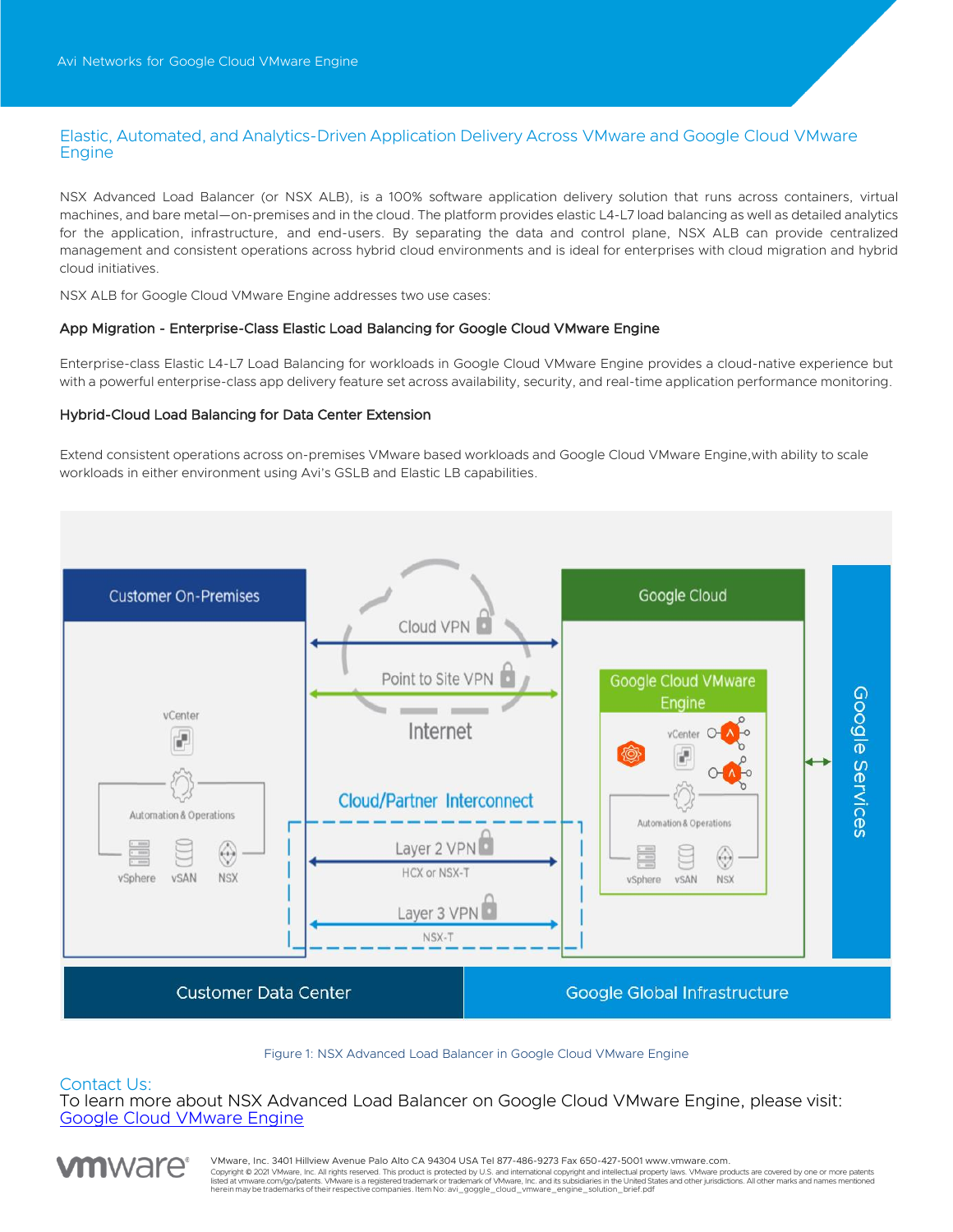## Elastic, Automated, and Analytics-Driven Application Delivery Across VMware and Google Cloud VMware Engine

NSX Advanced Load Balancer (or NSX ALB), is a 100% software application delivery solution that runs across containers, virtual machines, and bare metal—on-premises and in the cloud. The platform provides elastic L4-L7 load balancing as well as detailed analytics for the application, infrastructure, and end-users. By separating the data and control plane, NSX ALB can provide centralized management and consistent operations across hybrid cloud environments and is ideal for enterprises with cloud migration and hybrid cloud initiatives.

NSX ALB for Google Cloud VMware Engine addresses two use cases:

### App Migration - Enterprise-Class Elastic Load Balancing for Google Cloud VMware Engine

Enterprise-class Elastic L4-L7 Load Balancing for workloads in Google Cloud VMware Engine provides a cloud-native experience but with a powerful enterprise-class app delivery feature set across availability, security, and real-time application performance monitoring.

### Hybrid-Cloud Load Balancing for Data Center Extension

Extend consistent operations across on-premises VMware based workloads and Google Cloud VMware Engine,with ability to scale workloads in either environment using Avi's GSLB and Elastic LB capabilities.

Customer On-Premises
vCenter
Automation & Operations
vSphere
vSAN
NSX
Cloud VPN
Point to Site VPN
Internet
Cloud/Partner Interconnect
Layer 2 VPN
HCX or NSX-T
Layer 3 VPN
NSX-T
Google Cloud
Google Cloud VMware Engine
vCenter
Automation & Operations
vSphere
vSAN
NSX
Google Services
Customer Data Center
Google Global Infrastructure

Figure 1: NSX Advanced Load Balancer in Google Cloud VMware Engine

Contact Us:
To learn more about NSX Advanced Load Balancer on Google Cloud VMware Engine, please visit: [Google Cloud VMware Engine]

VMware, Inc. 3401 Hillview Avenue Palo Alto CA 94304 USA Tel 877-486-9273 Fax 650-427-5001 www.vmware.com.
Copyright © 2021 VMware, Inc. All rights reserved. This product is protected by U.S. and international copyright and intellectual property laws. VMware products are covered by one or more patents listed at vmware.com/go/patents. VMware is a registered trademark or trademark of VMware, Inc. and its subsidiaries in the United States and other jurisdictions. All other marks and names mentioned herein may be trademarks of their respective companies. Item No: avi_goggle_cloud_vmware_engine_solution_brief.pdf